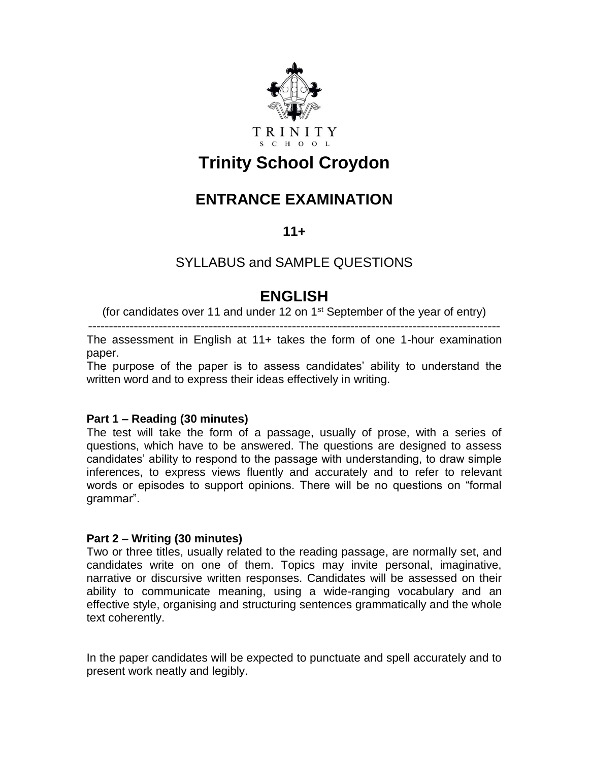TRINITY
SCHOOL

# Trinity School Croydon

## ENTRANCE EXAMINATION

### 11+

SYLLABUS and SAMPLE QUESTIONS

## ENGLISH

(for candidates over 11 and under 12 on 1st September of the year of entry)

---

The assessment in English at 11+ takes the form of one 1-hour examination paper.

The purpose of the paper is to assess candidates' ability to understand the written word and to express their ideas effectively in writing.

**Part 1 – Reading (30 minutes)**

The test will take the form of a passage, usually of prose, with a series of questions, which have to be answered. The questions are designed to assess candidates' ability to respond to the passage with understanding, to draw simple inferences, to express views fluently and accurately and to refer to relevant words or episodes to support opinions. There will be no questions on "formal grammar".

**Part 2 – Writing (30 minutes)**

Two or three titles, usually related to the reading passage, are normally set, and candidates write on one of them. Topics may invite personal, imaginative, narrative or discursive written responses. Candidates will be assessed on their ability to communicate meaning, using a wide-ranging vocabulary and an effective style, organising and structuring sentences grammatically and the whole text coherently.

In the paper candidates will be expected to punctuate and spell accurately and to present work neatly and legibly.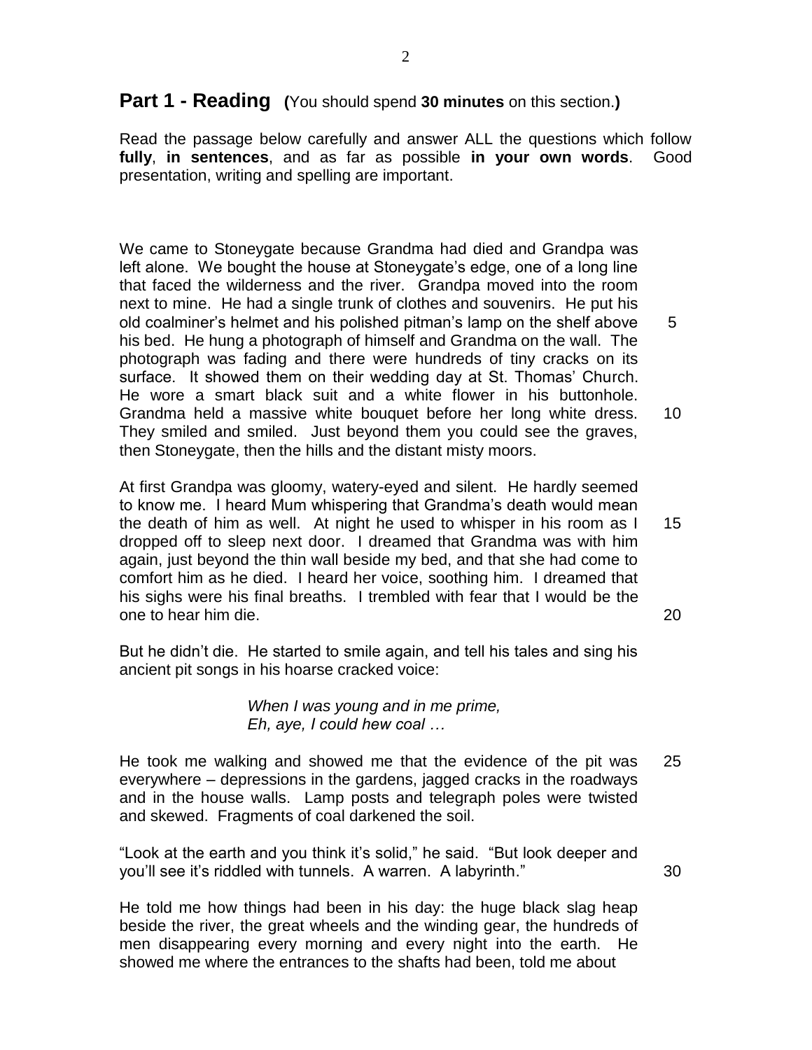## **Part 1 - Reading** (You should spend **30 minutes** on this section.)

Read the passage below carefully and answer ALL the questions which follow **fully**, **in sentences**, and as far as possible **in your own words**. Good presentation, writing and spelling are important.

We came to Stoneygate because Grandma had died and Grandpa was left alone. We bought the house at Stoneygate's edge, one of a long line that faced the wilderness and the river. Grandpa moved into the room next to mine. He had a single trunk of clothes and souvenirs. He put his old coalminer's helmet and his polished pitman's lamp on the shelf above his bed. He hung a photograph of himself and Grandma on the wall. The photograph was fading and there were hundreds of tiny cracks on its surface. It showed them on their wedding day at St. Thomas' Church. He wore a smart black suit and a white flower in his buttonhole. Grandma held a massive white bouquet before her long white dress. They smiled and smiled. Just beyond them you could see the graves, then Stoneygate, then the hills and the distant misty moors. 5 10

At first Grandpa was gloomy, watery-eyed and silent. He hardly seemed to know me. I heard Mum whispering that Grandma's death would mean the death of him as well. At night he used to whisper in his room as I dropped off to sleep next door. I dreamed that Grandma was with him again, just beyond the thin wall beside my bed, and that she had come to comfort him as he died. I heard her voice, soothing him. I dreamed that his sighs were his final breaths. I trembled with fear that I would be the one to hear him die. 15 20

But he didn't die. He started to smile again, and tell his tales and sing his ancient pit songs in his hoarse cracked voice:

*When I was young and in me prime,*
*Eh, aye, I could hew coal …*

He took me walking and showed me that the evidence of the pit was everywhere – depressions in the gardens, jagged cracks in the roadways and in the house walls. Lamp posts and telegraph poles were twisted and skewed. Fragments of coal darkened the soil. 25

"Look at the earth and you think it's solid," he said. "But look deeper and you'll see it's riddled with tunnels. A warren. A labyrinth." 30

He told me how things had been in his day: the huge black slag heap beside the river, the great wheels and the winding gear, the hundreds of men disappearing every morning and every night into the earth. He showed me where the entrances to the shafts had been, told me about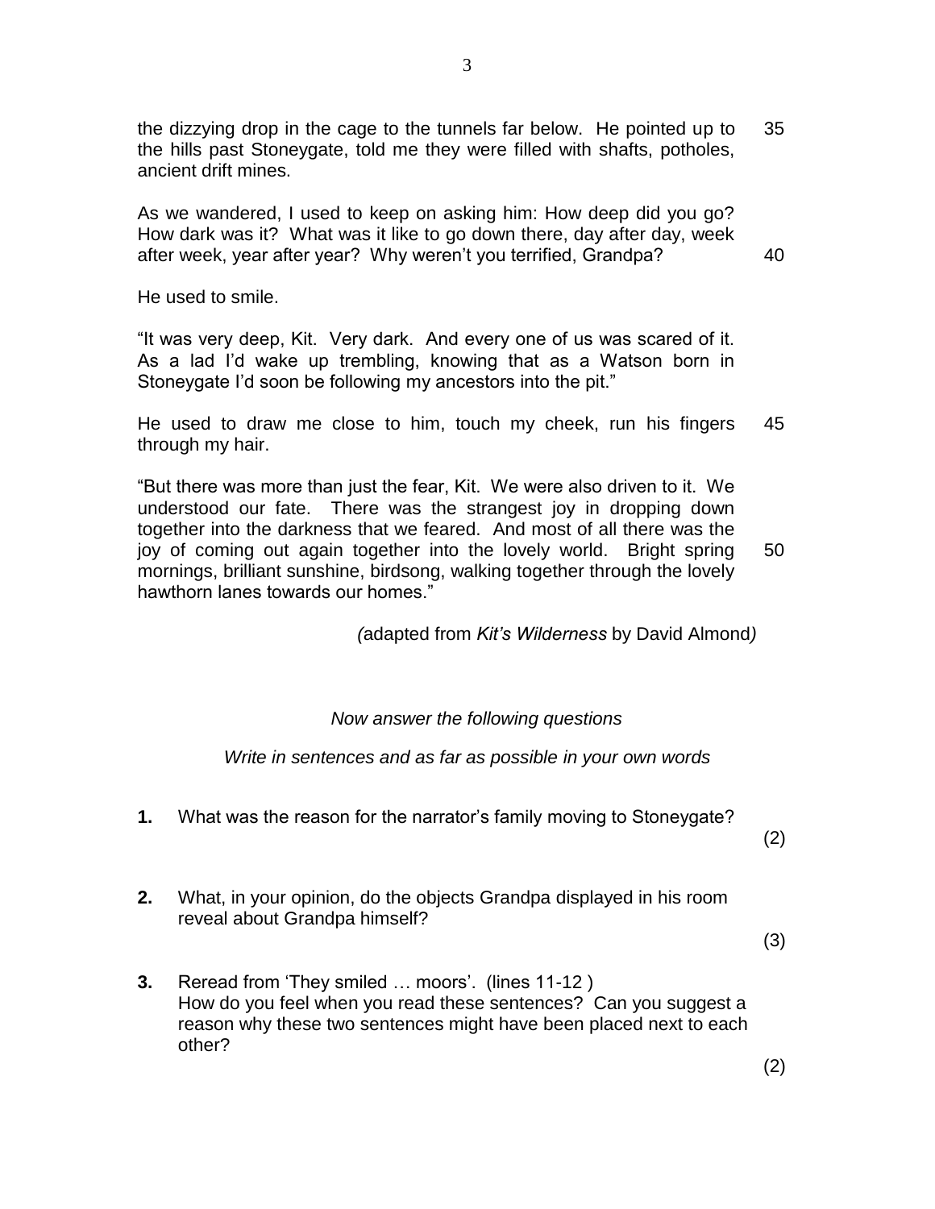the dizzying drop in the cage to the tunnels far below. He pointed up to the hills past Stoneygate, told me they were filled with shafts, potholes, ancient drift mines. 35

As we wandered, I used to keep on asking him: How deep did you go? How dark was it? What was it like to go down there, day after day, week after week, year after year? Why weren't you terrified, Grandpa? 40

He used to smile.

"It was very deep, Kit. Very dark. And every one of us was scared of it. As a lad I'd wake up trembling, knowing that as a Watson born in Stoneygate I'd soon be following my ancestors into the pit."

He used to draw me close to him, touch my cheek, run his fingers through my hair. 45

"But there was more than just the fear, Kit. We were also driven to it. We understood our fate. There was the strangest joy in dropping down together into the darkness that we feared. And most of all there was the joy of coming out again together into the lovely world. Bright spring mornings, brilliant sunshine, birdsong, walking together through the lovely hawthorn lanes towards our homes." 50

*(adapted from Kit's Wilderness by David Almond)*

*Now answer the following questions*

*Write in sentences and as far as possible in your own words*

**1.** What was the reason for the narrator's family moving to Stoneygate? (2)

**2.** What, in your opinion, do the objects Grandpa displayed in his room reveal about Grandpa himself? (3)

**3.** Reread from 'They smiled … moors'. (lines 11-12 )
How do you feel when you read these sentences? Can you suggest a reason why these two sentences might have been placed next to each other? (2)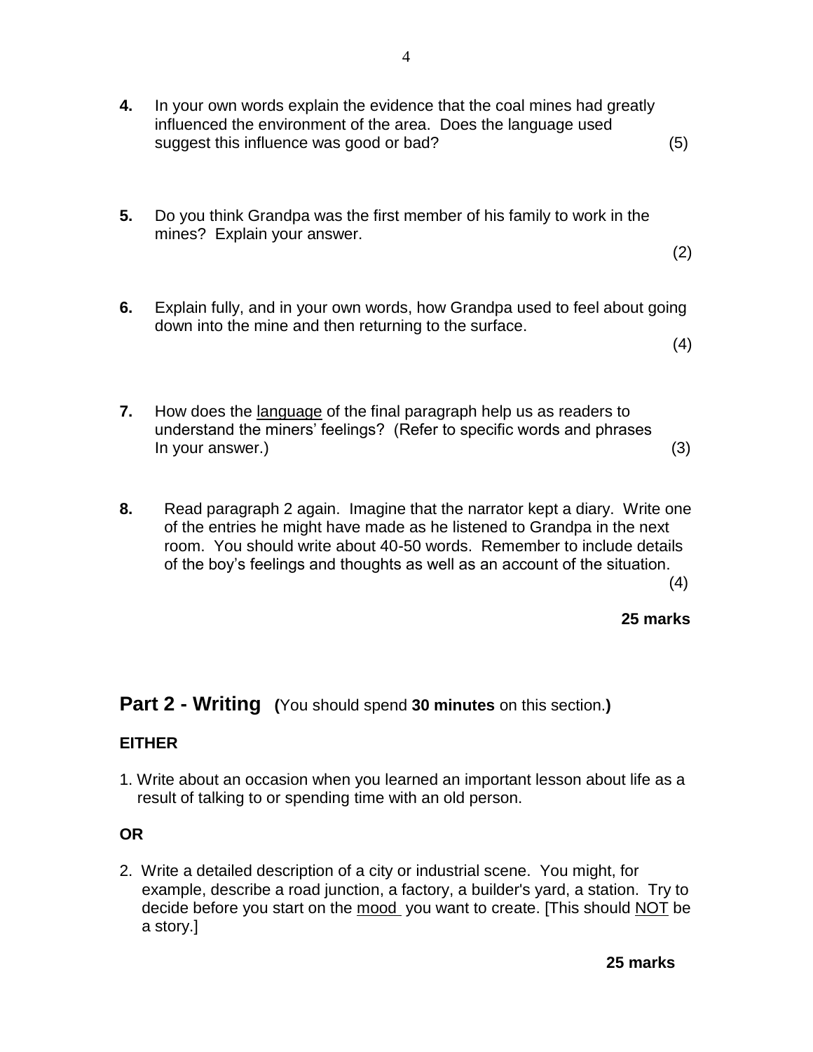**4.** In your own words explain the evidence that the coal mines had greatly influenced the environment of the area. Does the language used suggest this influence was good or bad? (5)

**5.** Do you think Grandpa was the first member of his family to work in the mines? Explain your answer. (2)

**6.** Explain fully, and in your own words, how Grandpa used to feel about going down into the mine and then returning to the surface. (4)

**7.** How does the <u>language</u> of the final paragraph help us as readers to understand the miners' feelings? (Refer to specific words and phrases In your answer.) (3)

**8.** Read paragraph 2 again. Imagine that the narrator kept a diary. Write one of the entries he might have made as he listened to Grandpa in the next room. You should write about 40-50 words. Remember to include details of the boy's feelings and thoughts as well as an account of the situation. (4)

**25 marks**

## Part 2 - Writing **(**You should spend **30 minutes** on this section.**)**

**EITHER**

1. Write about an occasion when you learned an important lesson about life as a result of talking to or spending time with an old person.

**OR**

2. Write a detailed description of a city or industrial scene. You might, for example, describe a road junction, a factory, a builder's yard, a station. Try to decide before you start on the <u>mood</u> you want to create. [This should <u>NOT</u> be a story.]

**25 marks**